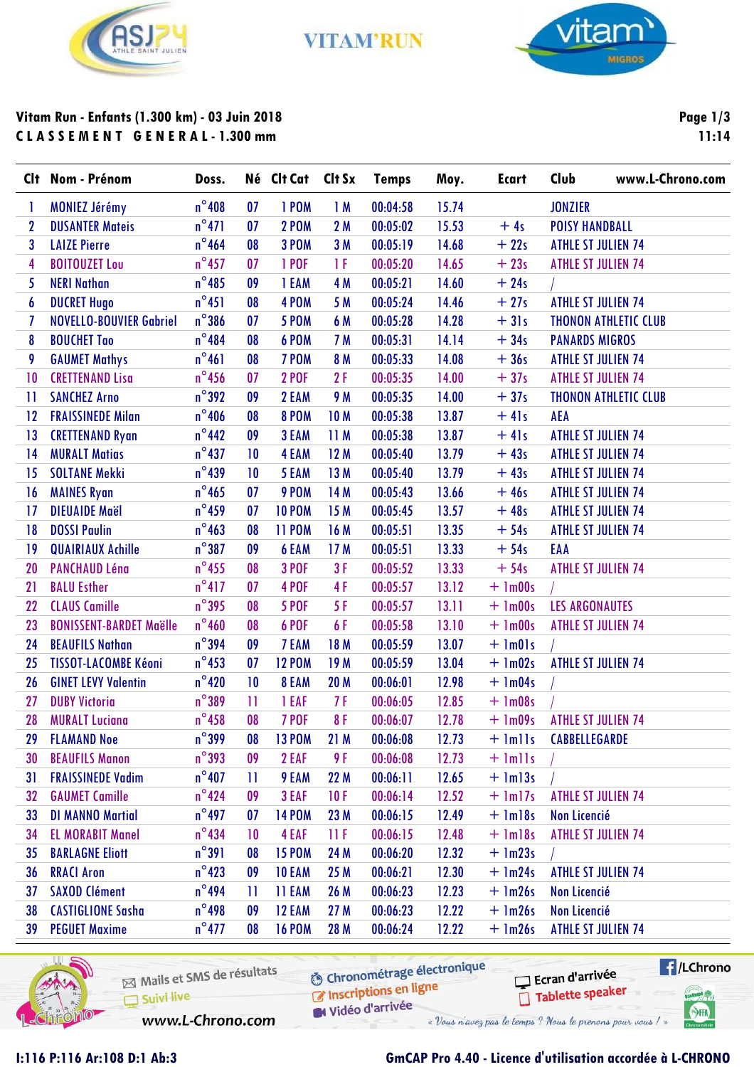VITAM'RUN

**Vitam Run - Enfants (1.300 km) - 03 Juin 2018**
**C L A S S E M E N T   G E N E R A L - 1.300 mm**

| Clt | Nom - Prénom | Doss. | Né | Clt Cat | Clt Sx | Temps | Moy. | Ecart | Club |
|---|---|---|---|---|---|---|---|---|---|
| 1 | MONIEZ Jérémy | n°408 | 07 | 1 POM | 1 M | 00:04:58 | 15.74 | | JONZIER |
| 2 | DUSANTER Mateis | n°471 | 07 | 2 POM | 2 M | 00:05:02 | 15.53 | + 4s | POISY HANDBALL |
| 3 | LAIZE Pierre | n°464 | 08 | 3 POM | 3 M | 00:05:19 | 14.68 | + 22s | ATHLE ST JULIEN 74 |
| 4 | BOITOUZET Lou | n°457 | 07 | 1 POF | 1 F | 00:05:20 | 14.65 | + 23s | ATHLE ST JULIEN 74 |
| 5 | NERI Nathan | n°485 | 09 | 1 EAM | 4 M | 00:05:21 | 14.60 | + 24s | / |
| 6 | DUCRET Hugo | n°451 | 08 | 4 POM | 5 M | 00:05:24 | 14.46 | + 27s | ATHLE ST JULIEN 74 |
| 7 | NOVELLO-BOUVIER Gabriel | n°386 | 07 | 5 POM | 6 M | 00:05:28 | 14.28 | + 31s | THONON ATHLETIC CLUB |
| 8 | BOUCHET Tao | n°484 | 08 | 6 POM | 7 M | 00:05:31 | 14.14 | + 34s | PANARDS MIGROS |
| 9 | GAUMET Mathys | n°461 | 08 | 7 POM | 8 M | 00:05:33 | 14.08 | + 36s | ATHLE ST JULIEN 74 |
| 10 | CRETTENAND Lisa | n°456 | 07 | 2 POF | 2 F | 00:05:35 | 14.00 | + 37s | ATHLE ST JULIEN 74 |
| 11 | SANCHEZ Arno | n°392 | 09 | 2 EAM | 9 M | 00:05:35 | 14.00 | + 37s | THONON ATHLETIC CLUB |
| 12 | FRAISSINEDE Milan | n°406 | 08 | 8 POM | 10 M | 00:05:38 | 13.87 | + 41s | AEA |
| 13 | CRETTENAND Ryan | n°442 | 09 | 3 EAM | 11 M | 00:05:38 | 13.87 | + 41s | ATHLE ST JULIEN 74 |
| 14 | MURALT Matias | n°437 | 10 | 4 EAM | 12 M | 00:05:40 | 13.79 | + 43s | ATHLE ST JULIEN 74 |
| 15 | SOLTANE Mekki | n°439 | 10 | 5 EAM | 13 M | 00:05:40 | 13.79 | + 43s | ATHLE ST JULIEN 74 |
| 16 | MAINES Ryan | n°465 | 07 | 9 POM | 14 M | 00:05:43 | 13.66 | + 46s | ATHLE ST JULIEN 74 |
| 17 | DIEUAIDE Maël | n°459 | 07 | 10 POM | 15 M | 00:05:45 | 13.57 | + 48s | ATHLE ST JULIEN 74 |
| 18 | DOSSI Paulin | n°463 | 08 | 11 POM | 16 M | 00:05:51 | 13.35 | + 54s | ATHLE ST JULIEN 74 |
| 19 | QUAIRIAUX Achille | n°387 | 09 | 6 EAM | 17 M | 00:05:51 | 13.33 | + 54s | EAA |
| 20 | PANCHAUD Léna | n°455 | 08 | 3 POF | 3 F | 00:05:52 | 13.33 | + 54s | ATHLE ST JULIEN 74 |
| 21 | BALU Esther | n°417 | 07 | 4 POF | 4 F | 00:05:57 | 13.12 | + 1m00s | / |
| 22 | CLAUS Camille | n°395 | 08 | 5 POF | 5 F | 00:05:57 | 13.11 | + 1m00s | LES ARGONAUTES |
| 23 | BONISSENT-BARDET Maëlle | n°460 | 08 | 6 POF | 6 F | 00:05:58 | 13.10 | + 1m00s | ATHLE ST JULIEN 74 |
| 24 | BEAUFILS Nathan | n°394 | 09 | 7 EAM | 18 M | 00:05:59 | 13.07 | + 1m01s | / |
| 25 | TISSOT-LACOMBE Kéoni | n°453 | 07 | 12 POM | 19 M | 00:05:59 | 13.04 | + 1m02s | ATHLE ST JULIEN 74 |
| 26 | GINET LEVY Valentin | n°420 | 10 | 8 EAM | 20 M | 00:06:01 | 12.98 | + 1m04s | / |
| 27 | DUBY Victoria | n°389 | 11 | 1 EAF | 7 F | 00:06:05 | 12.85 | + 1m08s | / |
| 28 | MURALT Luciana | n°458 | 08 | 7 POF | 8 F | 00:06:07 | 12.78 | + 1m09s | ATHLE ST JULIEN 74 |
| 29 | FLAMAND Noe | n°399 | 08 | 13 POM | 21 M | 00:06:08 | 12.73 | + 1m11s | CABBELLEGARDE |
| 30 | BEAUFILS Manon | n°393 | 09 | 2 EAF | 9 F | 00:06:08 | 12.73 | + 1m11s | / |
| 31 | FRAISSINEDE Vadim | n°407 | 11 | 9 EAM | 22 M | 00:06:11 | 12.65 | + 1m13s | / |
| 32 | GAUMET Camille | n°424 | 09 | 3 EAF | 10 F | 00:06:14 | 12.52 | + 1m17s | ATHLE ST JULIEN 74 |
| 33 | DI MANNO Martial | n°497 | 07 | 14 POM | 23 M | 00:06:15 | 12.49 | + 1m18s | Non Licencié |
| 34 | EL MORABIT Manel | n°434 | 10 | 4 EAF | 11 F | 00:06:15 | 12.48 | + 1m18s | ATHLE ST JULIEN 74 |
| 35 | BARLAGNE Eliott | n°391 | 08 | 15 POM | 24 M | 00:06:20 | 12.32 | + 1m23s | / |
| 36 | RRACI Aron | n°423 | 09 | 10 EAM | 25 M | 00:06:21 | 12.30 | + 1m24s | ATHLE ST JULIEN 74 |
| 37 | SAXOD Clément | n°494 | 11 | 11 EAM | 26 M | 00:06:23 | 12.23 | + 1m26s | Non Licencié |
| 38 | CASTIGLIONE Sasha | n°498 | 09 | 12 EAM | 27 M | 00:06:23 | 12.22 | + 1m26s | Non Licencié |
| 39 | PEGUET Maxime | n°477 | 08 | 16 POM | 28 M | 00:06:24 | 12.22 | + 1m26s | ATHLE ST JULIEN 74 |

I:116 P:116 Ar:108 D:1 Ab:3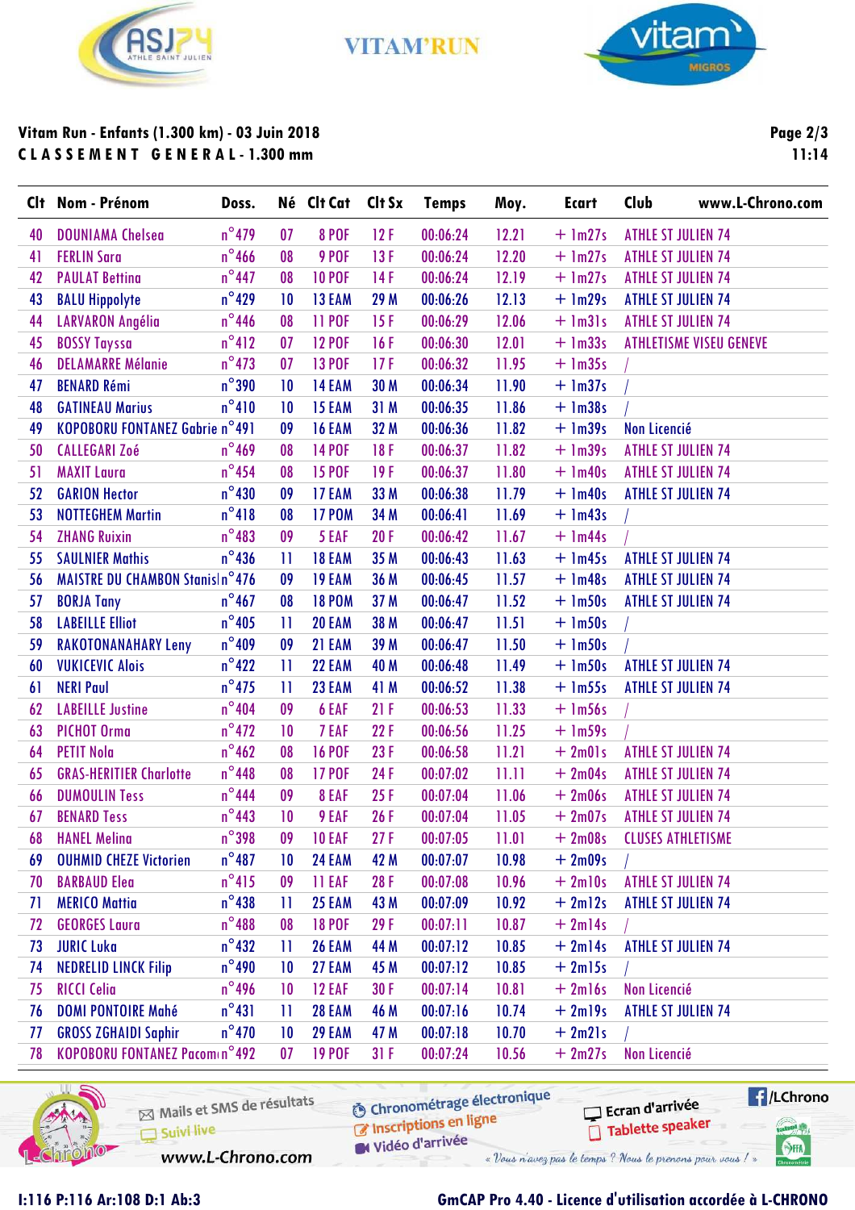VITAM'RUN

**Vitam Run - Enfants (1.300 km) - 03 Juin 2018**
**CLASSEMENT GENERAL - 1.300 mm**

| Clt | Nom - Prénom | Doss. | Né | Clt Cat | Clt Sx | Temps | Moy. | Ecart | Club |
|---|---|---|---|---|---|---|---|---|---|
| 40 | DOUNIAMA Chelsea | n°479 | 07 | 8 POF | 12 F | 00:06:24 | 12.21 | + 1m27s | ATHLE ST JULIEN 74 |
| 41 | FERLIN Sara | n°466 | 08 | 9 POF | 13 F | 00:06:24 | 12.20 | + 1m27s | ATHLE ST JULIEN 74 |
| 42 | PAULAT Bettina | n°447 | 08 | 10 POF | 14 F | 00:06:24 | 12.19 | + 1m27s | ATHLE ST JULIEN 74 |
| 43 | BALU Hippolyte | n°429 | 10 | 13 EAM | 29 M | 00:06:26 | 12.13 | + 1m29s | ATHLE ST JULIEN 74 |
| 44 | LARVARON Angélia | n°446 | 08 | 11 POF | 15 F | 00:06:29 | 12.06 | + 1m31s | ATHLE ST JULIEN 74 |
| 45 | BOSSY Tayssa | n°412 | 07 | 12 POF | 16 F | 00:06:30 | 12.01 | + 1m33s | ATHLETISME VISEU GENEVE |
| 46 | DELAMARRE Mélanie | n°473 | 07 | 13 POF | 17 F | 00:06:32 | 11.95 | + 1m35s | / |
| 47 | BENARD Rémi | n°390 | 10 | 14 EAM | 30 M | 00:06:34 | 11.90 | + 1m37s | / |
| 48 | GATINEAU Marius | n°410 | 10 | 15 EAM | 31 M | 00:06:35 | 11.86 | + 1m38s | / |
| 49 | KOPOBORU FONTANEZ Gabrie | n°491 | 09 | 16 EAM | 32 M | 00:06:36 | 11.82 | + 1m39s | Non Licencié |
| 50 | CALLEGARI Zoé | n°469 | 08 | 14 POF | 18 F | 00:06:37 | 11.82 | + 1m39s | ATHLE ST JULIEN 74 |
| 51 | MAXIT Laura | n°454 | 08 | 15 POF | 19 F | 00:06:37 | 11.80 | + 1m40s | ATHLE ST JULIEN 74 |
| 52 | GARION Hector | n°430 | 09 | 17 EAM | 33 M | 00:06:38 | 11.79 | + 1m40s | ATHLE ST JULIEN 74 |
| 53 | NOTTEGHEM Martin | n°418 | 08 | 17 POM | 34 M | 00:06:41 | 11.69 | + 1m43s | / |
| 54 | ZHANG Ruixin | n°483 | 09 | 5 EAF | 20 F | 00:06:42 | 11.67 | + 1m44s | / |
| 55 | SAULNIER Mathis | n°436 | 11 | 18 EAM | 35 M | 00:06:43 | 11.63 | + 1m45s | ATHLE ST JULIEN 74 |
| 56 | MAISTRE DU CHAMBON Stanisl | n°476 | 09 | 19 EAM | 36 M | 00:06:45 | 11.57 | + 1m48s | ATHLE ST JULIEN 74 |
| 57 | BORJA Tany | n°467 | 08 | 18 POM | 37 M | 00:06:47 | 11.52 | + 1m50s | ATHLE ST JULIEN 74 |
| 58 | LABEILLE Elliot | n°405 | 11 | 20 EAM | 38 M | 00:06:47 | 11.51 | + 1m50s | / |
| 59 | RAKOTONANAHARY Leny | n°409 | 09 | 21 EAM | 39 M | 00:06:47 | 11.50 | + 1m50s | / |
| 60 | VUKICEVIC Alois | n°422 | 11 | 22 EAM | 40 M | 00:06:48 | 11.49 | + 1m50s | ATHLE ST JULIEN 74 |
| 61 | NERI Paul | n°475 | 11 | 23 EAM | 41 M | 00:06:52 | 11.38 | + 1m55s | ATHLE ST JULIEN 74 |
| 62 | LABEILLE Justine | n°404 | 09 | 6 EAF | 21 F | 00:06:53 | 11.33 | + 1m56s | / |
| 63 | PICHOT Orma | n°472 | 10 | 7 EAF | 22 F | 00:06:56 | 11.25 | + 1m59s | / |
| 64 | PETIT Nola | n°462 | 08 | 16 POF | 23 F | 00:06:58 | 11.21 | + 2m01s | ATHLE ST JULIEN 74 |
| 65 | GRAS-HERITIER Charlotte | n°448 | 08 | 17 POF | 24 F | 00:07:02 | 11.11 | + 2m04s | ATHLE ST JULIEN 74 |
| 66 | DUMOULIN Tess | n°444 | 09 | 8 EAF | 25 F | 00:07:04 | 11.06 | + 2m06s | ATHLE ST JULIEN 74 |
| 67 | BENARD Tess | n°443 | 10 | 9 EAF | 26 F | 00:07:04 | 11.05 | + 2m07s | ATHLE ST JULIEN 74 |
| 68 | HANEL Melina | n°398 | 09 | 10 EAF | 27 F | 00:07:05 | 11.01 | + 2m08s | CLUSES ATHLETISME |
| 69 | OUHMID CHEZE Victorien | n°487 | 10 | 24 EAM | 42 M | 00:07:07 | 10.98 | + 2m09s | / |
| 70 | BARBAUD Elea | n°415 | 09 | 11 EAF | 28 F | 00:07:08 | 10.96 | + 2m10s | ATHLE ST JULIEN 74 |
| 71 | MERICO Mattia | n°438 | 11 | 25 EAM | 43 M | 00:07:09 | 10.92 | + 2m12s | ATHLE ST JULIEN 74 |
| 72 | GEORGES Laura | n°488 | 08 | 18 POF | 29 F | 00:07:11 | 10.87 | + 2m14s | / |
| 73 | JURIC Luka | n°432 | 11 | 26 EAM | 44 M | 00:07:12 | 10.85 | + 2m14s | ATHLE ST JULIEN 74 |
| 74 | NEDRELID LINCK Filip | n°490 | 10 | 27 EAM | 45 M | 00:07:12 | 10.85 | + 2m15s | / |
| 75 | RICCI Celia | n°496 | 10 | 12 EAF | 30 F | 00:07:14 | 10.81 | + 2m16s | Non Licencié |
| 76 | DOMI PONTOIRE Mahé | n°431 | 11 | 28 EAM | 46 M | 00:07:16 | 10.74 | + 2m19s | ATHLE ST JULIEN 74 |
| 77 | GROSS ZGHAIDI Saphir | n°470 | 10 | 29 EAM | 47 M | 00:07:18 | 10.70 | + 2m21s | / |
| 78 | KOPOBORU FONTANEZ Pacom | n°492 | 07 | 19 POF | 31 F | 00:07:24 | 10.56 | + 2m27s | Non Licencié |

I:116 P:116 Ar:108 D:1 Ab:3

GmCAP Pro 4.40 - Licence d'utilisation accordée à L-CHRONO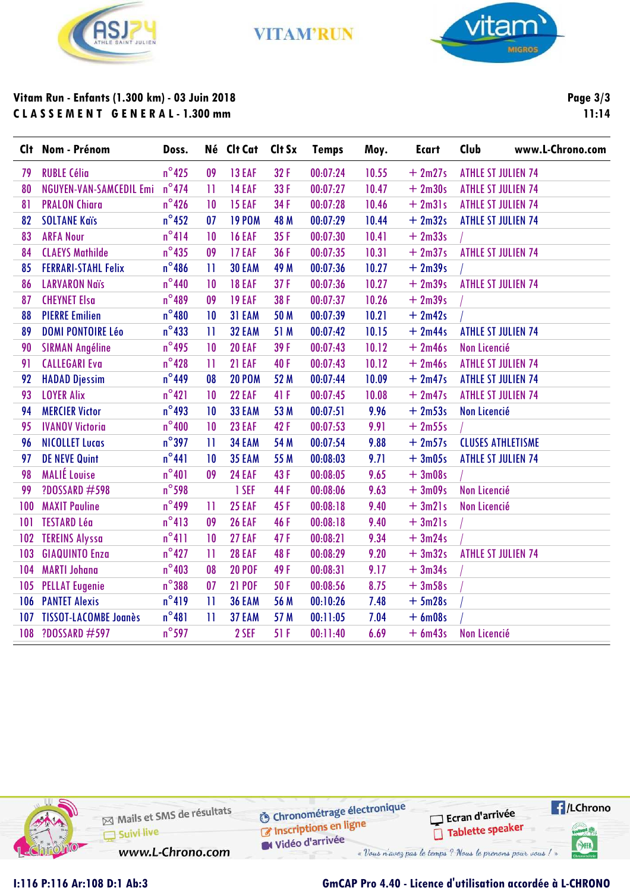VITAM'RUN

**Vitam Run - Enfants (1.300 km) - 03 Juin 2018**

**CLASSEMENT GENERAL - 1.300 mm**

| Clt | Nom - Prénom | Doss. | Né | Clt Cat | Clt Sx | Temps | Moy. | Ecart | Club |
|---|---|---|---|---|---|---|---|---|---|
| 79 | RUBLE Célia | n°425 | 09 | 13 EAF | 32 F | 00:07:24 | 10.55 | + 2m27s | ATHLE ST JULIEN 74 |
| 80 | NGUYEN-VAN-SAMCEDIL Emi | n°474 | 11 | 14 EAF | 33 F | 00:07:27 | 10.47 | + 2m30s | ATHLE ST JULIEN 74 |
| 81 | PRALON Chiara | n°426 | 10 | 15 EAF | 34 F | 00:07:28 | 10.46 | + 2m31s | ATHLE ST JULIEN 74 |
| 82 | SOLTANE Kaïs | n°452 | 07 | 19 POM | 48 M | 00:07:29 | 10.44 | + 2m32s | ATHLE ST JULIEN 74 |
| 83 | ARFA Nour | n°414 | 10 | 16 EAF | 35 F | 00:07:30 | 10.41 | + 2m33s | / |
| 84 | CLAEYS Mathilde | n°435 | 09 | 17 EAF | 36 F | 00:07:35 | 10.31 | + 2m37s | ATHLE ST JULIEN 74 |
| 85 | FERRARI-STAHL Felix | n°486 | 11 | 30 EAM | 49 M | 00:07:36 | 10.27 | + 2m39s | / |
| 86 | LARVARON Naïs | n°440 | 10 | 18 EAF | 37 F | 00:07:36 | 10.27 | + 2m39s | ATHLE ST JULIEN 74 |
| 87 | CHEYNET Elsa | n°489 | 09 | 19 EAF | 38 F | 00:07:37 | 10.26 | + 2m39s | / |
| 88 | PIERRE Emilien | n°480 | 10 | 31 EAM | 50 M | 00:07:39 | 10.21 | + 2m42s | / |
| 89 | DOMI PONTOIRE Léo | n°433 | 11 | 32 EAM | 51 M | 00:07:42 | 10.15 | + 2m44s | ATHLE ST JULIEN 74 |
| 90 | SIRMAN Angéline | n°495 | 10 | 20 EAF | 39 F | 00:07:43 | 10.12 | + 2m46s | Non Licencié |
| 91 | CALLEGARI Eva | n°428 | 11 | 21 EAF | 40 F | 00:07:43 | 10.12 | + 2m46s | ATHLE ST JULIEN 74 |
| 92 | HADAD Djessim | n°449 | 08 | 20 POM | 52 M | 00:07:44 | 10.09 | + 2m47s | ATHLE ST JULIEN 74 |
| 93 | LOYER Alix | n°421 | 10 | 22 EAF | 41 F | 00:07:45 | 10.08 | + 2m47s | ATHLE ST JULIEN 74 |
| 94 | MERCIER Victor | n°493 | 10 | 33 EAM | 53 M | 00:07:51 | 9.96 | + 2m53s | Non Licencié |
| 95 | IVANOV Victoria | n°400 | 10 | 23 EAF | 42 F | 00:07:53 | 9.91 | + 2m55s | / |
| 96 | NICOLLET Lucas | n°397 | 11 | 34 EAM | 54 M | 00:07:54 | 9.88 | + 2m57s | CLUSES ATHLETISME |
| 97 | DE NEVE Quint | n°441 | 10 | 35 EAM | 55 M | 00:08:03 | 9.71 | + 3m05s | ATHLE ST JULIEN 74 |
| 98 | MALIÉ Louise | n°401 | 09 | 24 EAF | 43 F | 00:08:05 | 9.65 | + 3m08s | / |
| 99 | ?DOSSARD #598 | n°598 | | 1 SEF | 44 F | 00:08:06 | 9.63 | + 3m09s | Non Licencié |
| 100 | MAXIT Pauline | n°499 | 11 | 25 EAF | 45 F | 00:08:18 | 9.40 | + 3m21s | Non Licencié |
| 101 | TESTARD Léa | n°413 | 09 | 26 EAF | 46 F | 00:08:18 | 9.40 | + 3m21s | / |
| 102 | TEREINS Alyssa | n°411 | 10 | 27 EAF | 47 F | 00:08:21 | 9.34 | + 3m24s | / |
| 103 | GIAQUINTO Enza | n°427 | 11 | 28 EAF | 48 F | 00:08:29 | 9.20 | + 3m32s | ATHLE ST JULIEN 74 |
| 104 | MARTI Johana | n°403 | 08 | 20 POF | 49 F | 00:08:31 | 9.17 | + 3m34s | / |
| 105 | PELLAT Eugenie | n°388 | 07 | 21 POF | 50 F | 00:08:56 | 8.75 | + 3m58s | / |
| 106 | PANTET Alexis | n°419 | 11 | 36 EAM | 56 M | 00:10:26 | 7.48 | + 5m28s | / |
| 107 | TISSOT-LACOMBE Joanès | n°481 | 11 | 37 EAM | 57 M | 00:11:05 | 7.04 | + 6m08s | / |
| 108 | ?DOSSARD #597 | n°597 | | 2 SEF | 51 F | 00:11:40 | 6.69 | + 6m43s | Non Licencié |

I:116 P:116 Ar:108 D:1 Ab:3

GmCAP Pro 4.40 - Licence d'utilisation accordée à L-CHRONO